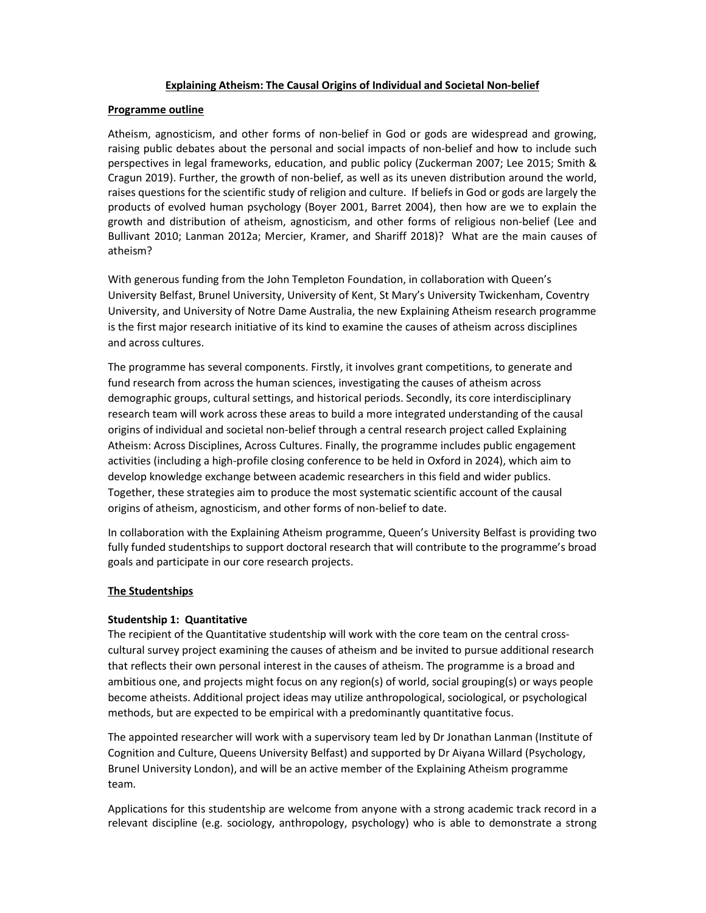# Explaining Atheism: The Causal Origins of Individual and Societal Non-belief

## Programme outline

Atheism, agnosticism, and other forms of non-belief in God or gods are widespread and growing, raising public debates about the personal and social impacts of non-belief and how to include such perspectives in legal frameworks, education, and public policy (Zuckerman 2007; Lee 2015; Smith & Cragun 2019). Further, the growth of non-belief, as well as its uneven distribution around the world, raises questions for the scientific study of religion and culture. If beliefs in God or gods are largely the products of evolved human psychology (Boyer 2001, Barret 2004), then how are we to explain the growth and distribution of atheism, agnosticism, and other forms of religious non-belief (Lee and Bullivant 2010; Lanman 2012a; Mercier, Kramer, and Shariff 2018)? What are the main causes of atheism?

With generous funding from the John Templeton Foundation, in collaboration with Queen's University Belfast, Brunel University, University of Kent, St Mary's University Twickenham, Coventry University, and University of Notre Dame Australia, the new Explaining Atheism research programme is the first major research initiative of its kind to examine the causes of atheism across disciplines and across cultures.

The programme has several components. Firstly, it involves grant competitions, to generate and fund research from across the human sciences, investigating the causes of atheism across demographic groups, cultural settings, and historical periods. Secondly, its core interdisciplinary research team will work across these areas to build a more integrated understanding of the causal origins of individual and societal non-belief through a central research project called Explaining Atheism: Across Disciplines, Across Cultures. Finally, the programme includes public engagement activities (including a high-profile closing conference to be held in Oxford in 2024), which aim to develop knowledge exchange between academic researchers in this field and wider publics. Together, these strategies aim to produce the most systematic scientific account of the causal origins of atheism, agnosticism, and other forms of non-belief to date.

In collaboration with the Explaining Atheism programme, Queen's University Belfast is providing two fully funded studentships to support doctoral research that will contribute to the programme's broad goals and participate in our core research projects.

## The Studentships

### Studentship 1: Quantitative

The recipient of the Quantitative studentship will work with the core team on the central cross-cultural survey project examining the causes of atheism and be invited to pursue additional research that reflects their own personal interest in the causes of atheism. The programme is a broad and ambitious one, and projects might focus on any region(s) of world, social grouping(s) or ways people become atheists. Additional project ideas may utilize anthropological, sociological, or psychological methods, but are expected to be empirical with a predominantly quantitative focus.

The appointed researcher will work with a supervisory team led by Dr Jonathan Lanman (Institute of Cognition and Culture, Queens University Belfast) and supported by Dr Aiyana Willard (Psychology, Brunel University London), and will be an active member of the Explaining Atheism programme team.

Applications for this studentship are welcome from anyone with a strong academic track record in a relevant discipline (e.g. sociology, anthropology, psychology) who is able to demonstrate a strong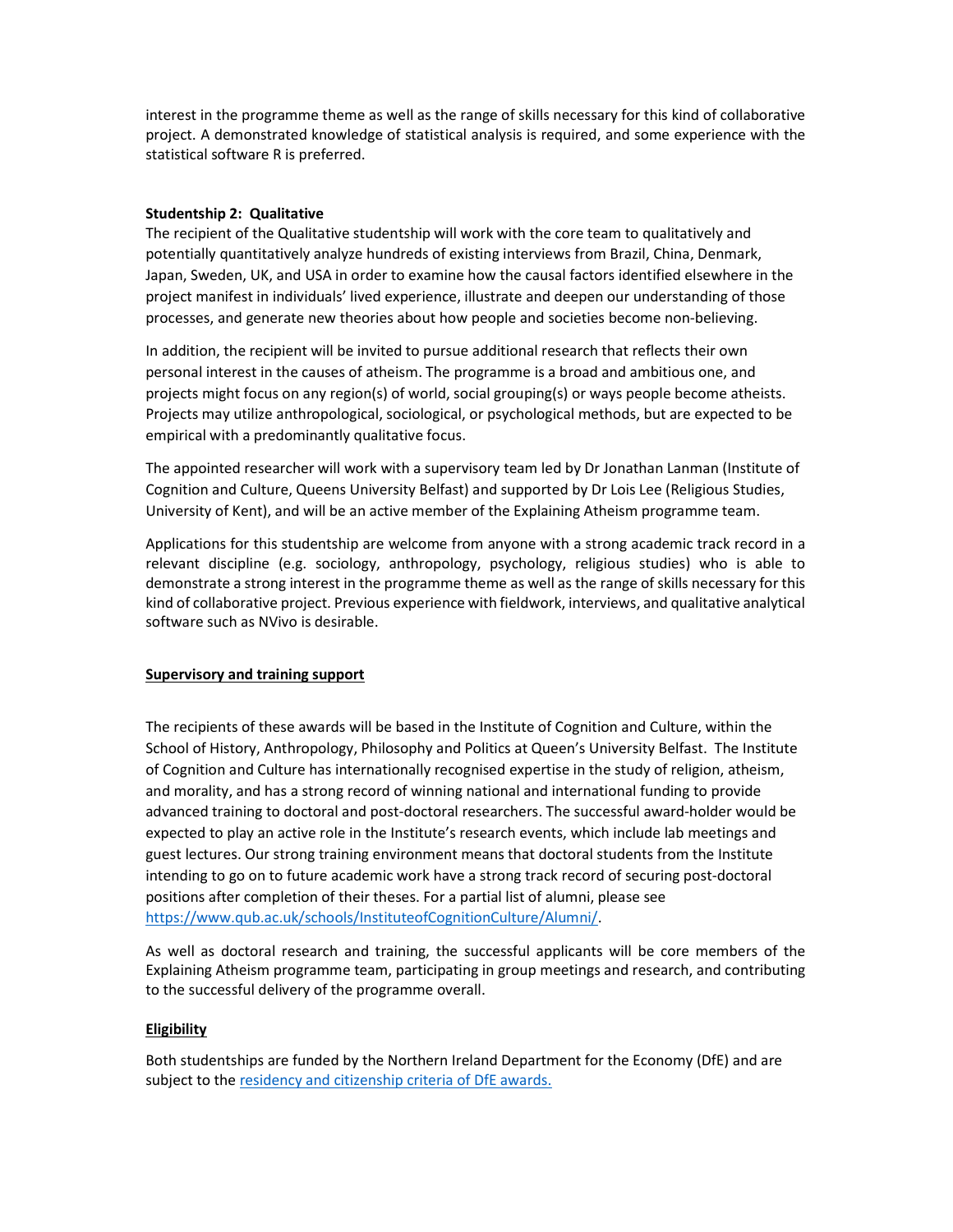interest in the programme theme as well as the range of skills necessary for this kind of collaborative project. A demonstrated knowledge of statistical analysis is required, and some experience with the statistical software R is preferred.

**Studentship 2: Qualitative**

The recipient of the Qualitative studentship will work with the core team to qualitatively and potentially quantitatively analyze hundreds of existing interviews from Brazil, China, Denmark, Japan, Sweden, UK, and USA in order to examine how the causal factors identified elsewhere in the project manifest in individuals' lived experience, illustrate and deepen our understanding of those processes, and generate new theories about how people and societies become non-believing.

In addition, the recipient will be invited to pursue additional research that reflects their own personal interest in the causes of atheism. The programme is a broad and ambitious one, and projects might focus on any region(s) of world, social grouping(s) or ways people become atheists. Projects may utilize anthropological, sociological, or psychological methods, but are expected to be empirical with a predominantly qualitative focus.

The appointed researcher will work with a supervisory team led by Dr Jonathan Lanman (Institute of Cognition and Culture, Queens University Belfast) and supported by Dr Lois Lee (Religious Studies, University of Kent), and will be an active member of the Explaining Atheism programme team.

Applications for this studentship are welcome from anyone with a strong academic track record in a relevant discipline (e.g. sociology, anthropology, psychology, religious studies) who is able to demonstrate a strong interest in the programme theme as well as the range of skills necessary for this kind of collaborative project. Previous experience with fieldwork, interviews, and qualitative analytical software such as NVivo is desirable.

## Supervisory and training support

The recipients of these awards will be based in the Institute of Cognition and Culture, within the School of History, Anthropology, Philosophy and Politics at Queen's University Belfast. The Institute of Cognition and Culture has internationally recognised expertise in the study of religion, atheism, and morality, and has a strong record of winning national and international funding to provide advanced training to doctoral and post-doctoral researchers. The successful award-holder would be expected to play an active role in the Institute's research events, which include lab meetings and guest lectures. Our strong training environment means that doctoral students from the Institute intending to go on to future academic work have a strong track record of securing post-doctoral positions after completion of their theses. For a partial list of alumni, please see https://www.qub.ac.uk/schools/InstituteofCognitionCulture/Alumni/.

As well as doctoral research and training, the successful applicants will be core members of the Explaining Atheism programme team, participating in group meetings and research, and contributing to the successful delivery of the programme overall.

## Eligibility

Both studentships are funded by the Northern Ireland Department for the Economy (DfE) and are subject to the residency and citizenship criteria of DfE awards.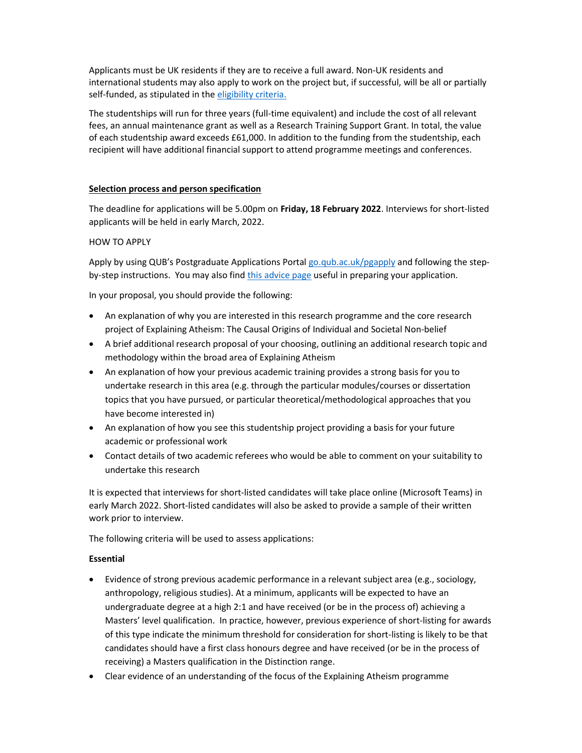Applicants must be UK residents if they are to receive a full award. Non-UK residents and international students may also apply to work on the project but, if successful, will be all or partially self-funded, as stipulated in the [eligibility criteria.]

The studentships will run for three years (full-time equivalent) and include the cost of all relevant fees, an annual maintenance grant as well as a Research Training Support Grant. In total, the value of each studentship award exceeds £61,000. In addition to the funding from the studentship, each recipient will have additional financial support to attend programme meetings and conferences.

## Selection process and person specification

The deadline for applications will be 5.00pm on **Friday, 18 February 2022**. Interviews for short-listed applicants will be held in early March, 2022.

HOW TO APPLY

Apply by using QUB's Postgraduate Applications Portal go.qub.ac.uk/pgapply and following the step-by-step instructions. You may also find this advice page useful in preparing your application.

In your proposal, you should provide the following:

- An explanation of why you are interested in this research programme and the core research project of Explaining Atheism: The Causal Origins of Individual and Societal Non-belief
- A brief additional research proposal of your choosing, outlining an additional research topic and methodology within the broad area of Explaining Atheism
- An explanation of how your previous academic training provides a strong basis for you to undertake research in this area (e.g. through the particular modules/courses or dissertation topics that you have pursued, or particular theoretical/methodological approaches that you have become interested in)
- An explanation of how you see this studentship project providing a basis for your future academic or professional work
- Contact details of two academic referees who would be able to comment on your suitability to undertake this research

It is expected that interviews for short-listed candidates will take place online (Microsoft Teams) in early March 2022. Short-listed candidates will also be asked to provide a sample of their written work prior to interview.

The following criteria will be used to assess applications:

**Essential**

- Evidence of strong previous academic performance in a relevant subject area (e.g., sociology, anthropology, religious studies). At a minimum, applicants will be expected to have an undergraduate degree at a high 2:1 and have received (or be in the process of) achieving a Masters' level qualification. In practice, however, previous experience of short-listing for awards of this type indicate the minimum threshold for consideration for short-listing is likely to be that candidates should have a first class honours degree and have received (or be in the process of receiving) a Masters qualification in the Distinction range.
- Clear evidence of an understanding of the focus of the Explaining Atheism programme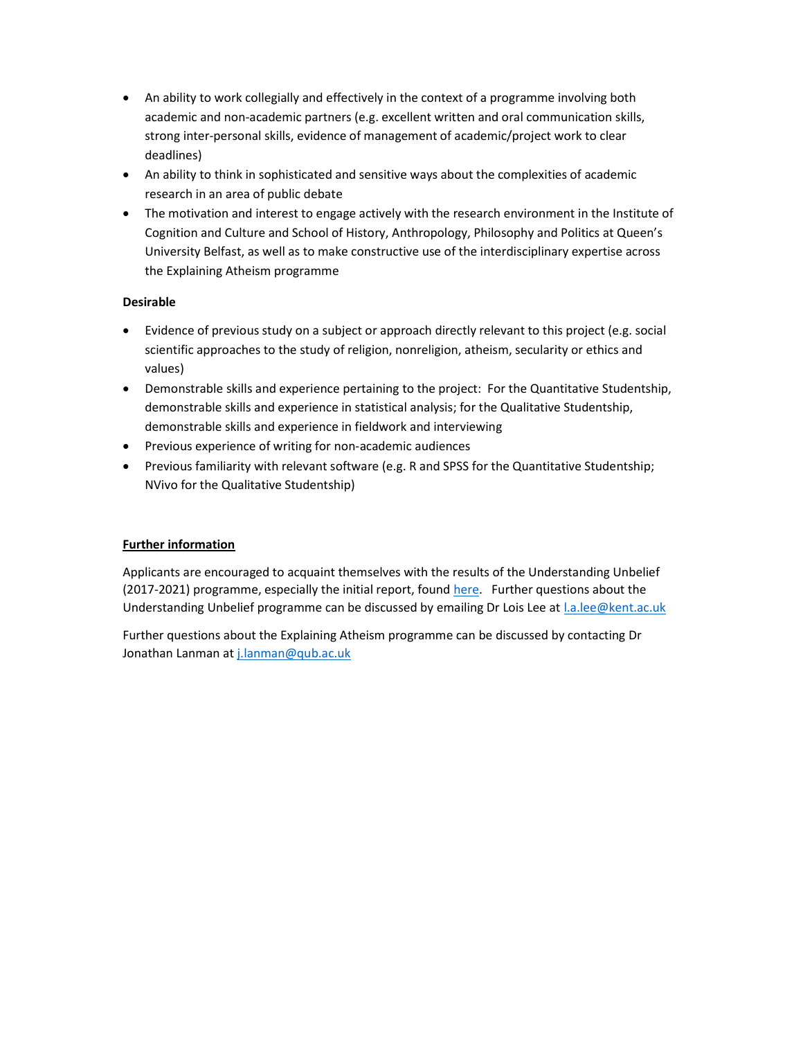- An ability to work collegially and effectively in the context of a programme involving both academic and non-academic partners (e.g. excellent written and oral communication skills, strong inter-personal skills, evidence of management of academic/project work to clear deadlines)
- An ability to think in sophisticated and sensitive ways about the complexities of academic research in an area of public debate
- The motivation and interest to engage actively with the research environment in the Institute of Cognition and Culture and School of History, Anthropology, Philosophy and Politics at Queen's University Belfast, as well as to make constructive use of the interdisciplinary expertise across the Explaining Atheism programme

**Desirable**

- Evidence of previous study on a subject or approach directly relevant to this project (e.g. social scientific approaches to the study of religion, nonreligion, atheism, secularity or ethics and values)
- Demonstrable skills and experience pertaining to the project: For the Quantitative Studentship, demonstrable skills and experience in statistical analysis; for the Qualitative Studentship, demonstrable skills and experience in fieldwork and interviewing
- Previous experience of writing for non-academic audiences
- Previous familiarity with relevant software (e.g. R and SPSS for the Quantitative Studentship; NVivo for the Qualitative Studentship)

**Further information**

Applicants are encouraged to acquaint themselves with the results of the Understanding Unbelief (2017-2021) programme, especially the initial report, found here. Further questions about the Understanding Unbelief programme can be discussed by emailing Dr Lois Lee at l.a.lee@kent.ac.uk

Further questions about the Explaining Atheism programme can be discussed by contacting Dr Jonathan Lanman at j.lanman@qub.ac.uk